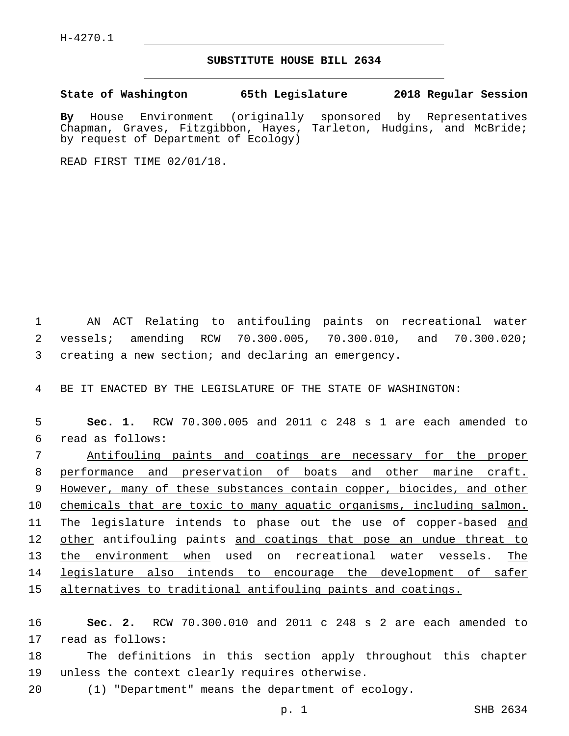H-4270.1

# SUBSTITUTE HOUSE BILL 2634

**State of Washington 65th Legislature 2018 Regular Session**

**By** House Environment (originally sponsored by Representatives Chapman, Graves, Fitzgibbon, Hayes, Tarleton, Hudgins, and McBride; by request of Department of Ecology)

READ FIRST TIME 02/01/18.

AN ACT Relating to antifouling paints on recreational water vessels; amending RCW 70.300.005, 70.300.010, and 70.300.020; creating a new section; and declaring an emergency.

BE IT ENACTED BY THE LEGISLATURE OF THE STATE OF WASHINGTON:

**Sec. 1.** RCW 70.300.005 and 2011 c 248 s 1 are each amended to read as follows:

Antifouling paints and coatings are necessary for the proper performance and preservation of boats and other marine craft. However, many of these substances contain copper, biocides, and other chemicals that are toxic to many aquatic organisms, including salmon. The legislature intends to phase out the use of copper-based and other antifouling paints and coatings that pose an undue threat to the environment when used on recreational water vessels. The legislature also intends to encourage the development of safer alternatives to traditional antifouling paints and coatings.

**Sec. 2.** RCW 70.300.010 and 2011 c 248 s 2 are each amended to read as follows:

The definitions in this section apply throughout this chapter unless the context clearly requires otherwise.

(1) "Department" means the department of ecology.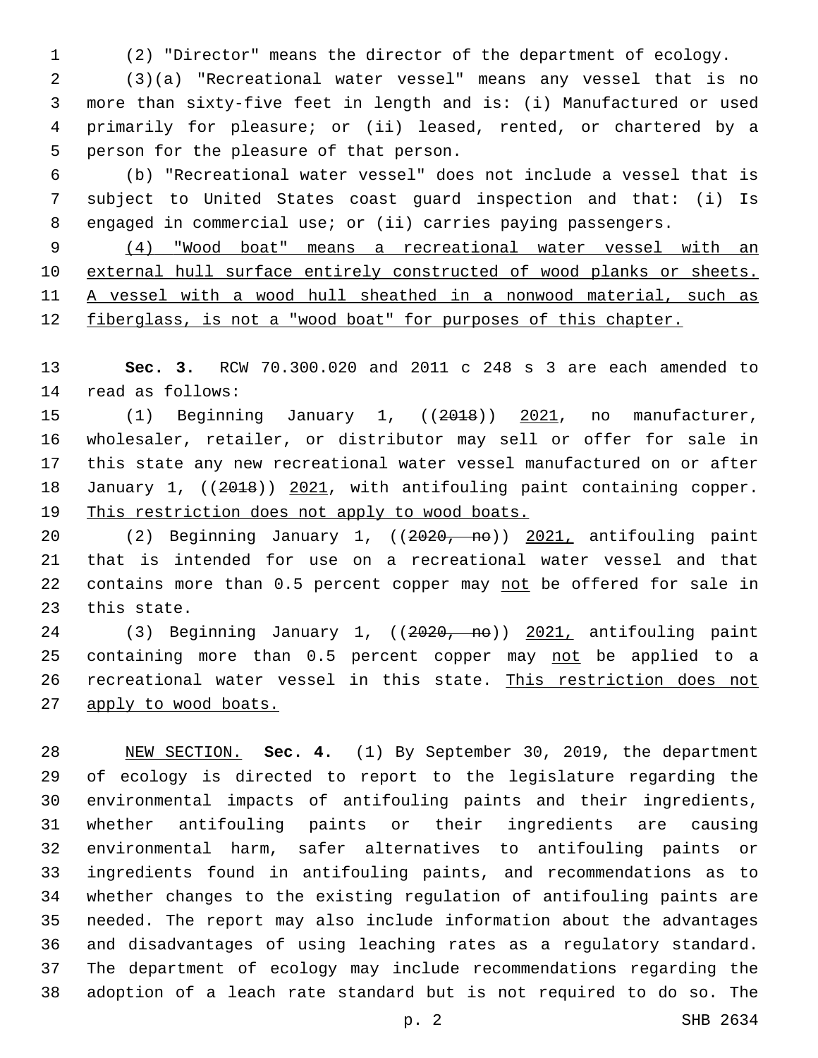(2) "Director" means the director of the department of ecology.

(3)(a) "Recreational water vessel" means any vessel that is no more than sixty-five feet in length and is: (i) Manufactured or used primarily for pleasure; or (ii) leased, rented, or chartered by a person for the pleasure of that person.

(b) "Recreational water vessel" does not include a vessel that is subject to United States coast guard inspection and that: (i) Is engaged in commercial use; or (ii) carries paying passengers.

<u>(4) "Wood boat" means a recreational water vessel with an external hull surface entirely constructed of wood planks or sheets. A vessel with a wood hull sheathed in a nonwood material, such as fiberglass, is not a "wood boat" for purposes of this chapter.</u>

**Sec. 3.** RCW 70.300.020 and 2011 c 248 s 3 are each amended to read as follows:

(1) Beginning January 1, ((~~2018~~)) <u>2021</u>, no manufacturer, wholesaler, retailer, or distributor may sell or offer for sale in this state any new recreational water vessel manufactured on or after January 1, ((~~2018~~)) <u>2021</u>, with antifouling paint containing copper. <u>This restriction does not apply to wood boats.</u>

(2) Beginning January 1, ((~~2020, no~~)) <u>2021,</u> antifouling paint that is intended for use on a recreational water vessel and that contains more than 0.5 percent copper may <u>not</u> be offered for sale in this state.

(3) Beginning January 1, ((~~2020, no~~)) <u>2021,</u> antifouling paint containing more than 0.5 percent copper may <u>not</u> be applied to a recreational water vessel in this state. <u>This restriction does not apply to wood boats.</u>

<u>NEW SECTION.</u> **Sec. 4.** (1) By September 30, 2019, the department of ecology is directed to report to the legislature regarding the environmental impacts of antifouling paints and their ingredients, whether antifouling paints or their ingredients are causing environmental harm, safer alternatives to antifouling paints or ingredients found in antifouling paints, and recommendations as to whether changes to the existing regulation of antifouling paints are needed. The report may also include information about the advantages and disadvantages of using leaching rates as a regulatory standard. The department of ecology may include recommendations regarding the adoption of a leach rate standard but is not required to do so. The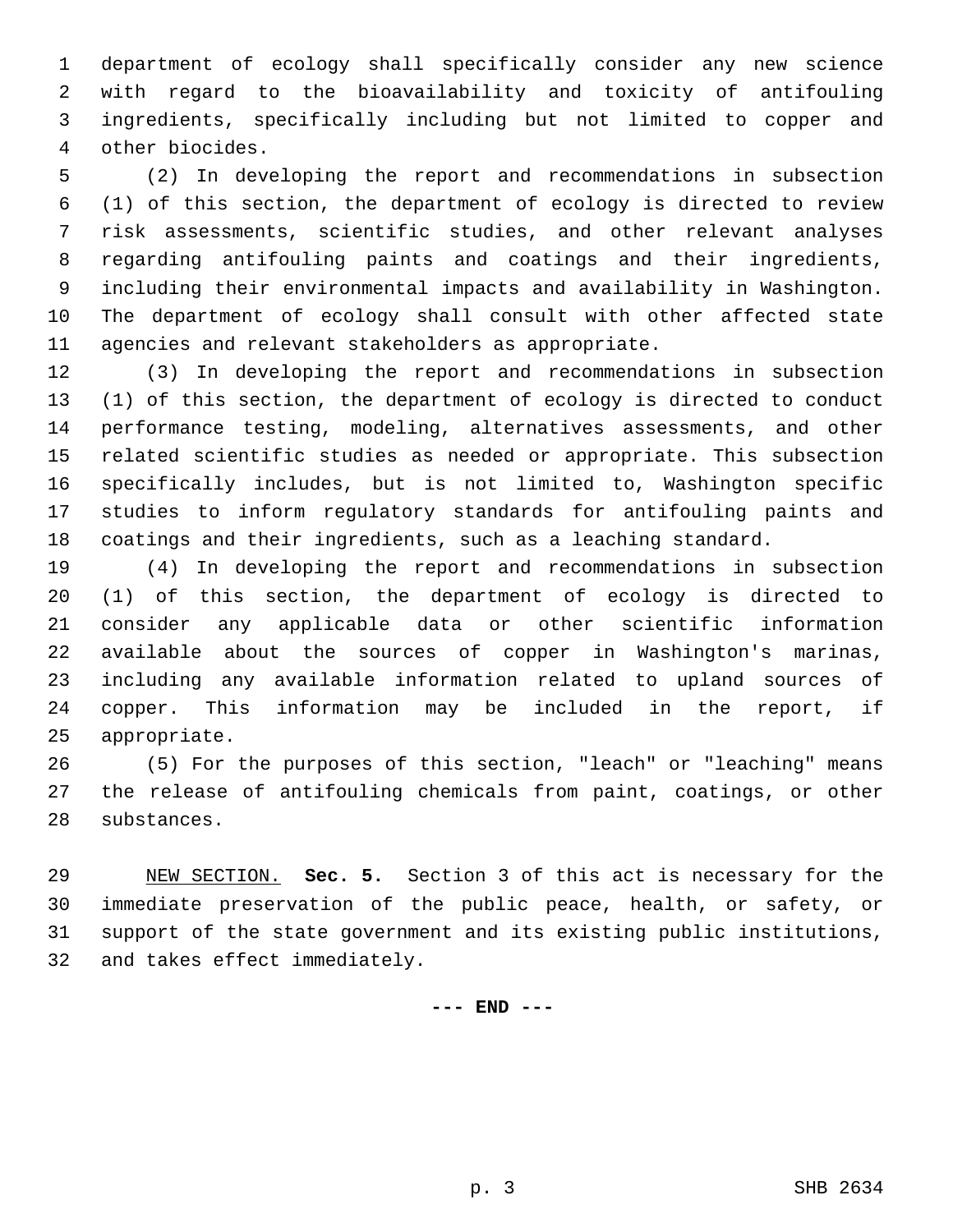department of ecology shall specifically consider any new science with regard to the bioavailability and toxicity of antifouling ingredients, specifically including but not limited to copper and other biocides.

(2) In developing the report and recommendations in subsection (1) of this section, the department of ecology is directed to review risk assessments, scientific studies, and other relevant analyses regarding antifouling paints and coatings and their ingredients, including their environmental impacts and availability in Washington. The department of ecology shall consult with other affected state agencies and relevant stakeholders as appropriate.

(3) In developing the report and recommendations in subsection (1) of this section, the department of ecology is directed to conduct performance testing, modeling, alternatives assessments, and other related scientific studies as needed or appropriate. This subsection specifically includes, but is not limited to, Washington specific studies to inform regulatory standards for antifouling paints and coatings and their ingredients, such as a leaching standard.

(4) In developing the report and recommendations in subsection (1) of this section, the department of ecology is directed to consider any applicable data or other scientific information available about the sources of copper in Washington's marinas, including any available information related to upland sources of copper. This information may be included in the report, if appropriate.

(5) For the purposes of this section, "leach" or "leaching" means the release of antifouling chemicals from paint, coatings, or other substances.

NEW SECTION. **Sec. 5.** Section 3 of this act is necessary for the immediate preservation of the public peace, health, or safety, or support of the state government and its existing public institutions, and takes effect immediately.

**--- END ---**